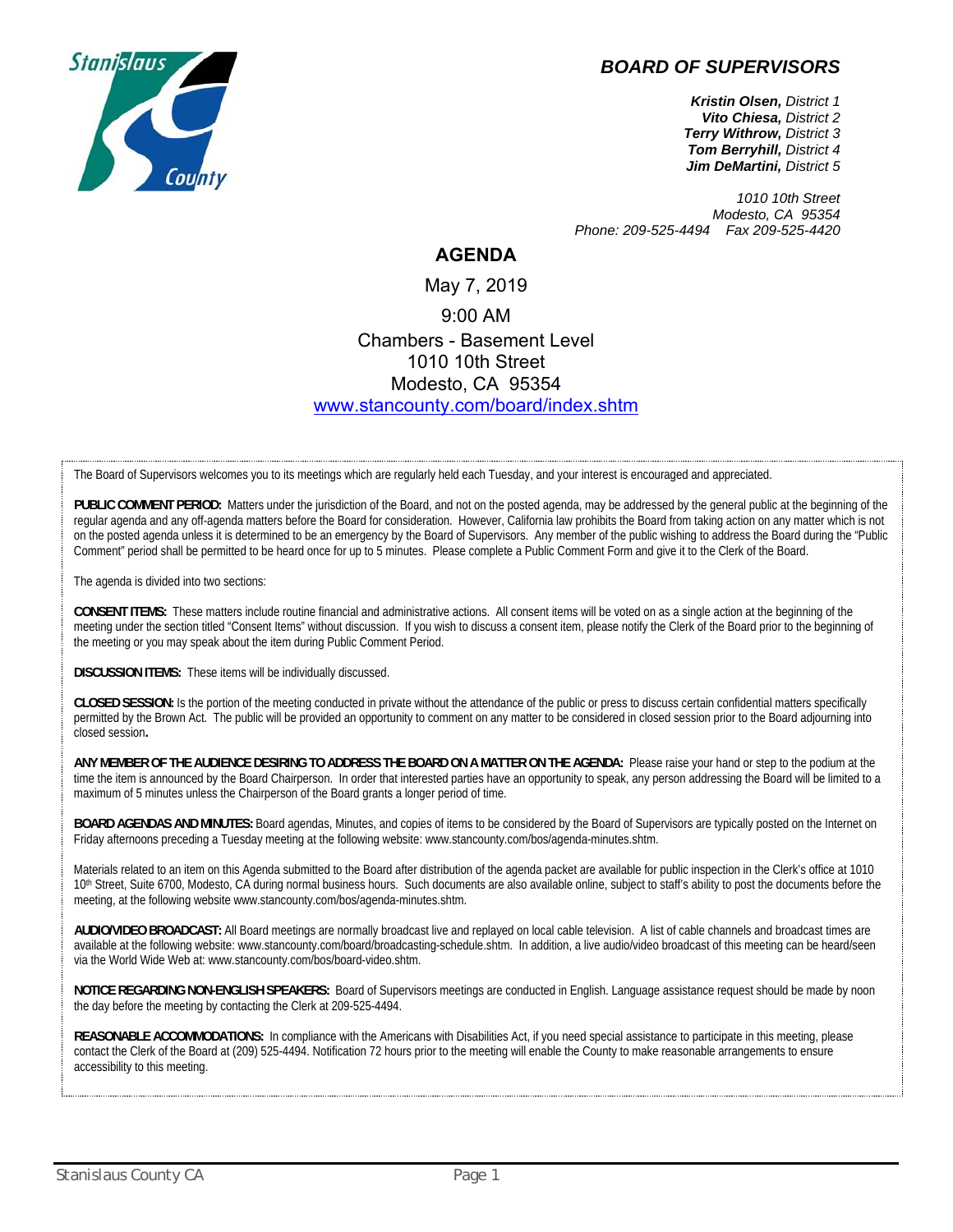## BOARD OF SUPERVISORS

***Kristin Olsen,*** *District 1*
***Vito Chiesa,*** *District 2*
***Terry Withrow,*** *District 3*
***Tom Berryhill,*** *District 4*
***Jim DeMartini,*** *District 5*

*1010 10th Street*
*Modesto, CA 95354*
*Phone: 209-525-4494 Fax 209-525-4420*

# AGENDA

May 7, 2019

9:00 AM

Chambers - Basement Level
1010 10th Street
Modesto, CA 95354
[www.stancounty.com/board/index.shtm](www.stancounty.com/board/index.shtm)

The Board of Supervisors welcomes you to its meetings which are regularly held each Tuesday, and your interest is encouraged and appreciated.

**PUBLIC COMMENT PERIOD:** Matters under the jurisdiction of the Board, and not on the posted agenda, may be addressed by the general public at the beginning of the regular agenda and any off-agenda matters before the Board for consideration. However, California law prohibits the Board from taking action on any matter which is not on the posted agenda unless it is determined to be an emergency by the Board of Supervisors. Any member of the public wishing to address the Board during the "Public Comment" period shall be permitted to be heard once for up to 5 minutes. Please complete a Public Comment Form and give it to the Clerk of the Board.

The agenda is divided into two sections:

**CONSENT ITEMS:** These matters include routine financial and administrative actions. All consent items will be voted on as a single action at the beginning of the meeting under the section titled "Consent Items" without discussion. If you wish to discuss a consent item, please notify the Clerk of the Board prior to the beginning of the meeting or you may speak about the item during Public Comment Period.

**DISCUSSION ITEMS:** These items will be individually discussed.

**CLOSED SESSION:** Is the portion of the meeting conducted in private without the attendance of the public or press to discuss certain confidential matters specifically permitted by the Brown Act. The public will be provided an opportunity to comment on any matter to be considered in closed session prior to the Board adjourning into closed session**.**

**ANY MEMBER OF THE AUDIENCE DESIRING TO ADDRESS THE BOARD ON A MATTER ON THE AGENDA:** Please raise your hand or step to the podium at the time the item is announced by the Board Chairperson. In order that interested parties have an opportunity to speak, any person addressing the Board will be limited to a maximum of 5 minutes unless the Chairperson of the Board grants a longer period of time.

**BOARD AGENDAS AND MINUTES:** Board agendas, Minutes, and copies of items to be considered by the Board of Supervisors are typically posted on the Internet on Friday afternoons preceding a Tuesday meeting at the following website: www.stancounty.com/bos/agenda-minutes.shtm.

Materials related to an item on this Agenda submitted to the Board after distribution of the agenda packet are available for public inspection in the Clerk's office at 1010 10th Street, Suite 6700, Modesto, CA during normal business hours. Such documents are also available online, subject to staff's ability to post the documents before the meeting, at the following website www.stancounty.com/bos/agenda-minutes.shtm.

**AUDIO/VIDEO BROADCAST:** All Board meetings are normally broadcast live and replayed on local cable television. A list of cable channels and broadcast times are available at the following website: www.stancounty.com/board/broadcasting-schedule.shtm. In addition, a live audio/video broadcast of this meeting can be heard/seen via the World Wide Web at: www.stancounty.com/bos/board-video.shtm.

**NOTICE REGARDING NON-ENGLISH SPEAKERS:** Board of Supervisors meetings are conducted in English. Language assistance request should be made by noon the day before the meeting by contacting the Clerk at 209-525-4494.

**REASONABLE ACCOMMODATIONS:** In compliance with the Americans with Disabilities Act, if you need special assistance to participate in this meeting, please contact the Clerk of the Board at (209) 525-4494. Notification 72 hours prior to the meeting will enable the County to make reasonable arrangements to ensure accessibility to this meeting.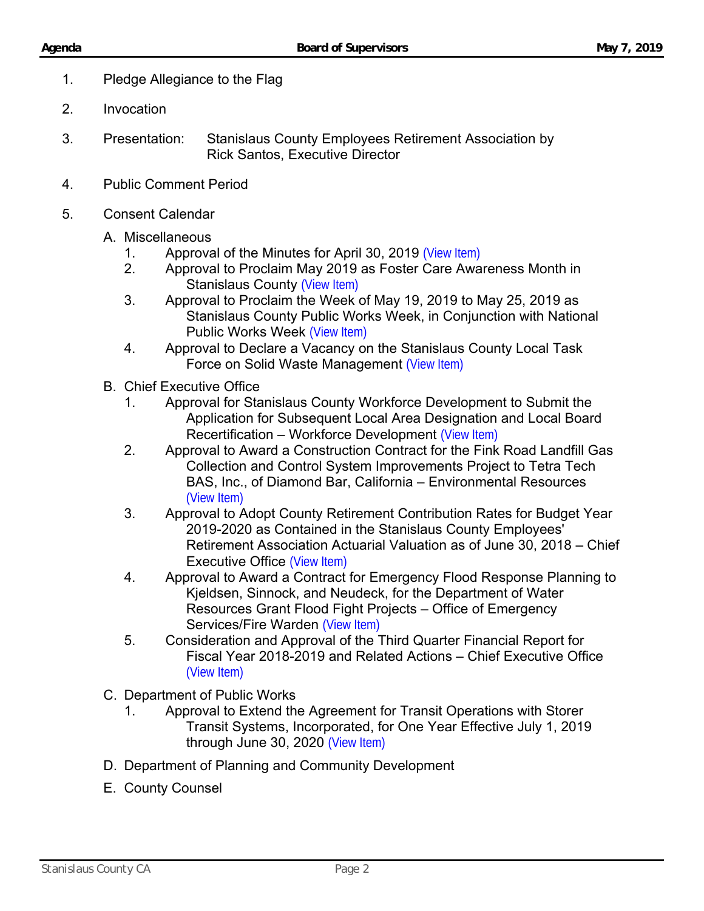1. Pledge Allegiance to the Flag

2. Invocation

3. Presentation: Stanislaus County Employees Retirement Association by Rick Santos, Executive Director

4. Public Comment Period

5. Consent Calendar

   A. Miscellaneous
      1. Approval of the Minutes for April 30, 2019 (View Item)
      2. Approval to Proclaim May 2019 as Foster Care Awareness Month in Stanislaus County (View Item)
      3. Approval to Proclaim the Week of May 19, 2019 to May 25, 2019 as Stanislaus County Public Works Week, in Conjunction with National Public Works Week (View Item)
      4. Approval to Declare a Vacancy on the Stanislaus County Local Task Force on Solid Waste Management (View Item)

   B. Chief Executive Office
      1. Approval for Stanislaus County Workforce Development to Submit the Application for Subsequent Local Area Designation and Local Board Recertification – Workforce Development (View Item)
      2. Approval to Award a Construction Contract for the Fink Road Landfill Gas Collection and Control System Improvements Project to Tetra Tech BAS, Inc., of Diamond Bar, California – Environmental Resources (View Item)
      3. Approval to Adopt County Retirement Contribution Rates for Budget Year 2019-2020 as Contained in the Stanislaus County Employees' Retirement Association Actuarial Valuation as of June 30, 2018 – Chief Executive Office (View Item)
      4. Approval to Award a Contract for Emergency Flood Response Planning to Kjeldsen, Sinnock, and Neudeck, for the Department of Water Resources Grant Flood Fight Projects – Office of Emergency Services/Fire Warden (View Item)
      5. Consideration and Approval of the Third Quarter Financial Report for Fiscal Year 2018-2019 and Related Actions – Chief Executive Office (View Item)

   C. Department of Public Works
      1. Approval to Extend the Agreement for Transit Operations with Storer Transit Systems, Incorporated, for One Year Effective July 1, 2019 through June 30, 2020 (View Item)

   D. Department of Planning and Community Development

   E. County Counsel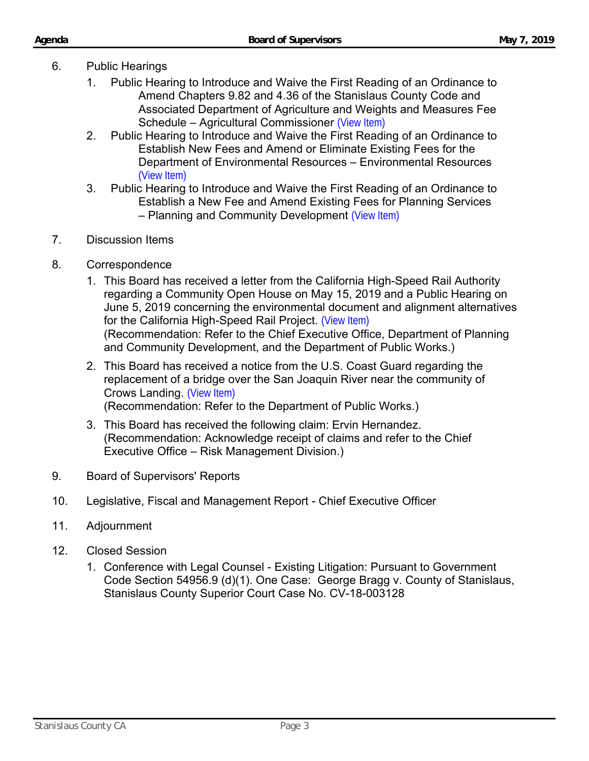6. Public Hearings
   1. Public Hearing to Introduce and Waive the First Reading of an Ordinance to Amend Chapters 9.82 and 4.36 of the Stanislaus County Code and Associated Department of Agriculture and Weights and Measures Fee Schedule – Agricultural Commissioner (View Item)
   2. Public Hearing to Introduce and Waive the First Reading of an Ordinance to Establish New Fees and Amend or Eliminate Existing Fees for the Department of Environmental Resources – Environmental Resources (View Item)
   3. Public Hearing to Introduce and Waive the First Reading of an Ordinance to Establish a New Fee and Amend Existing Fees for Planning Services – Planning and Community Development (View Item)

7. Discussion Items

8. Correspondence
   1. This Board has received a letter from the California High-Speed Rail Authority regarding a Community Open House on May 15, 2019 and a Public Hearing on June 5, 2019 concerning the environmental document and alignment alternatives for the California High-Speed Rail Project. (View Item)
      (Recommendation: Refer to the Chief Executive Office, Department of Planning and Community Development, and the Department of Public Works.)
   2. This Board has received a notice from the U.S. Coast Guard regarding the replacement of a bridge over the San Joaquin River near the community of Crows Landing. (View Item)
      (Recommendation: Refer to the Department of Public Works.)
   3. This Board has received the following claim: Ervin Hernandez.
      (Recommendation: Acknowledge receipt of claims and refer to the Chief Executive Office – Risk Management Division.)

9. Board of Supervisors' Reports

10. Legislative, Fiscal and Management Report - Chief Executive Officer

11. Adjournment

12. Closed Session
    1. Conference with Legal Counsel - Existing Litigation: Pursuant to Government Code Section 54956.9 (d)(1). One Case: George Bragg v. County of Stanislaus, Stanislaus County Superior Court Case No. CV-18-003128